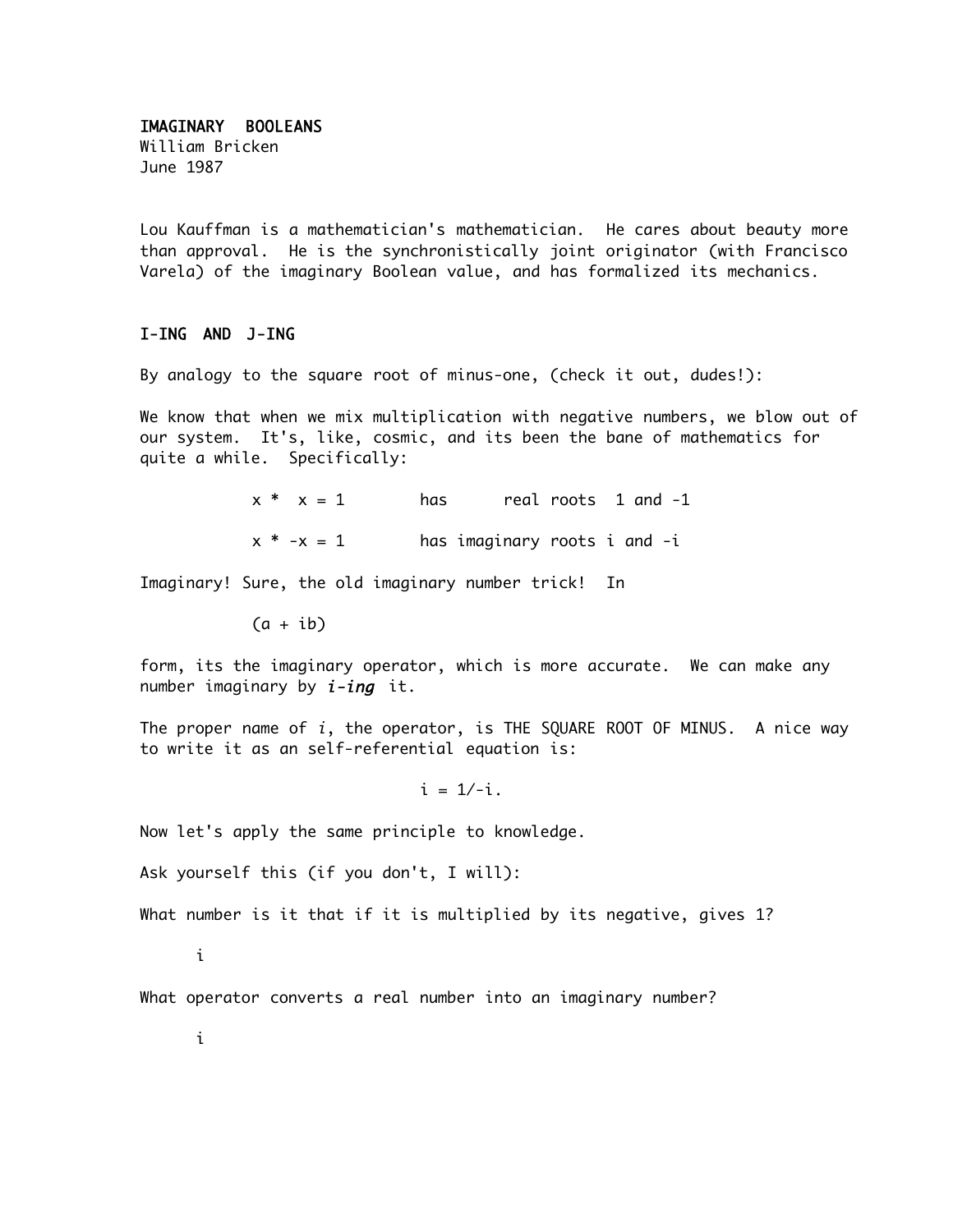# IMAGINARY BOOLEANS

William Bricken
June 1987

Lou Kauffman is a mathematician's mathematician. He cares about beauty more than approval. He is the synchronistically joint originator (with Francisco Varela) of the imaginary Boolean value, and has formalized its mechanics.

## I-ING AND J-ING

By analogy to the square root of minus-one, (check it out, dudes!):

We know that when we mix multiplication with negative numbers, we blow out of our system. It's, like, cosmic, and its been the bane of mathematics for quite a while. Specifically:

$x * x = 1$ has real roots 1 and -1

$x * -x = 1$ has imaginary roots $i$ and $-i$

Imaginary! Sure, the old imaginary number trick! In

$$(a + ib)$$

form, its the imaginary operator, which is more accurate. We can make any number imaginary by *i-ing* it.

The proper name of *i*, the operator, is THE SQUARE ROOT OF MINUS. A nice way to write it as an self-referential equation is:

$$i = 1/-i.$$

Now let's apply the same principle to knowledge.

Ask yourself this (if you don't, I will):

What number is it that if it is multiplied by its negative, gives 1?

$i$

What operator converts a real number into an imaginary number?

$i$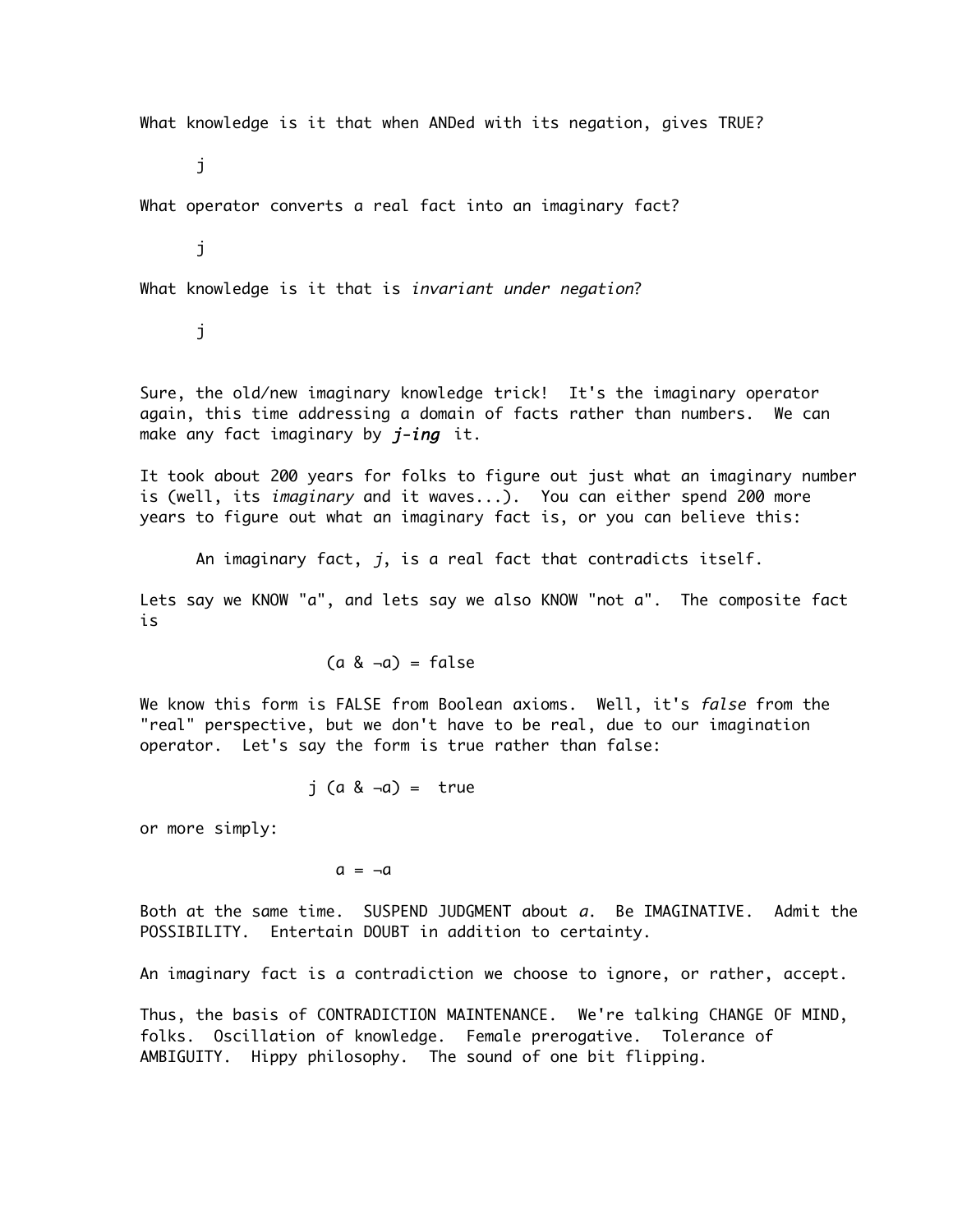What knowledge is it that when ANDed with its negation, gives TRUE?

$j$

What operator converts a real fact into an imaginary fact?

$j$

What knowledge is it that is *invariant under negation*?

$j$

Sure, the old/new imaginary knowledge trick! It's the imaginary operator again, this time addressing a domain of facts rather than numbers. We can make any fact imaginary by ***j-ing*** it.

It took about 200 years for folks to figure out just what an imaginary number is (well, its *imaginary* and it waves...). You can either spend 200 more years to figure out what an imaginary fact is, or you can believe this:

> An imaginary fact, $j$, is a real fact that contradicts itself.

Lets say we KNOW "a", and lets say we also KNOW "not a". The composite fact is

$$(a \;\&\; \neg a) = \text{false}$$

We know this form is FALSE from Boolean axioms. Well, it's *false* from the "real" perspective, but we don't have to be real, due to our imagination operator. Let's say the form is true rather than false:

$$j\;(a \;\&\; \neg a) = \;\text{true}$$

or more simply:

$$a = \neg a$$

Both at the same time. SUSPEND JUDGMENT about $a$. Be IMAGINATIVE. Admit the POSSIBILITY. Entertain DOUBT in addition to certainty.

An imaginary fact is a contradiction we choose to ignore, or rather, accept.

Thus, the basis of CONTRADICTION MAINTENANCE. We're talking CHANGE OF MIND, folks. Oscillation of knowledge. Female prerogative. Tolerance of AMBIGUITY. Hippy philosophy. The sound of one bit flipping.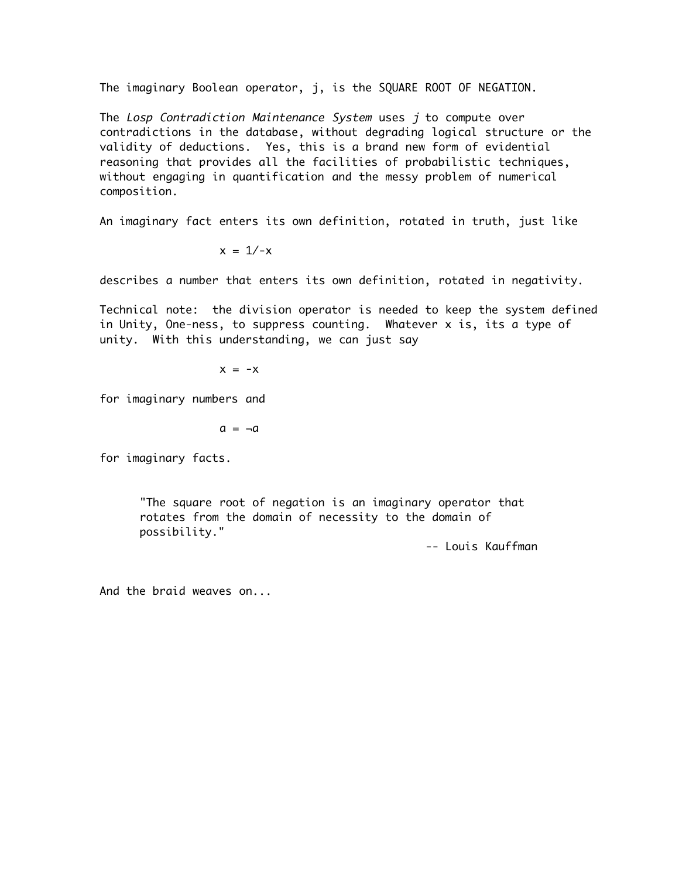The imaginary Boolean operator, j, is the SQUARE ROOT OF NEGATION.

The *Losp Contradiction Maintenance System* uses *j* to compute over contradictions in the database, without degrading logical structure or the validity of deductions. Yes, this is a brand new form of evidential reasoning that provides all the facilities of probabilistic techniques, without engaging in quantification and the messy problem of numerical composition.

An imaginary fact enters its own definition, rotated in truth, just like

$$x = 1/-x$$

describes a number that enters its own definition, rotated in negativity.

Technical note: the division operator is needed to keep the system defined in Unity, One-ness, to suppress counting. Whatever x is, its a type of unity. With this understanding, we can just say

$$x = -x$$

for imaginary numbers and

$$a = \neg a$$

for imaginary facts.

> "The square root of negation is an imaginary operator that rotates from the domain of necessity to the domain of possibility."
>
> -- Louis Kauffman

And the braid weaves on...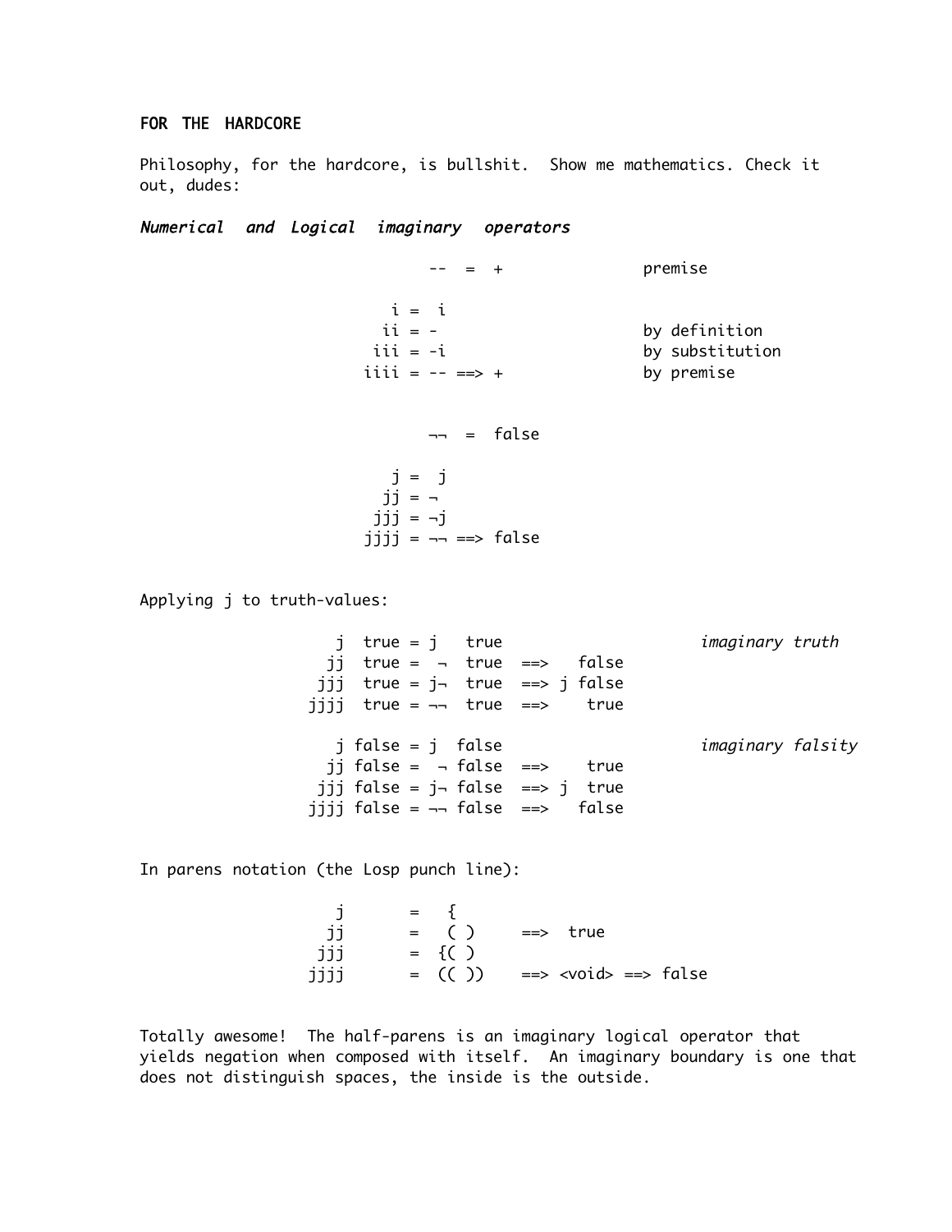**FOR THE HARDCORE**

Philosophy, for the hardcore, is bullshit. Show me mathematics. Check it out, dudes:

***Numerical and Logical imaginary operators***

```
             --  =  +             premise

     i =  i
    ii = -                        by definition
   iii = -i                       by substitution
  iiii = -- ==> +                 by premise


             ¬¬  =  false

     j =  j
    jj = ¬
   jjj = ¬j
  jjjj = ¬¬ ==> false
```

Applying j to truth-values:

```
     j  true = j   true                    imaginary truth
    jj  true =  ¬  true  ==>   false
   jjj  true = j¬  true  ==> j false
  jjjj  true = ¬¬  true  ==>    true

     j false = j  false                    imaginary falsity
    jj false =  ¬ false  ==>    true
   jjj false = j¬ false  ==> j  true
  jjjj false = ¬¬ false  ==>   false
```

In parens notation (the Losp punch line):

```
     j       =   {
    jj       =   ( )     ==>  true
   jjj       =  {( )
  jjjj       =  (( ))    ==> <void> ==> false
```

Totally awesome! The half-parens is an imaginary logical operator that yields negation when composed with itself. An imaginary boundary is one that does not distinguish spaces, the inside is the outside.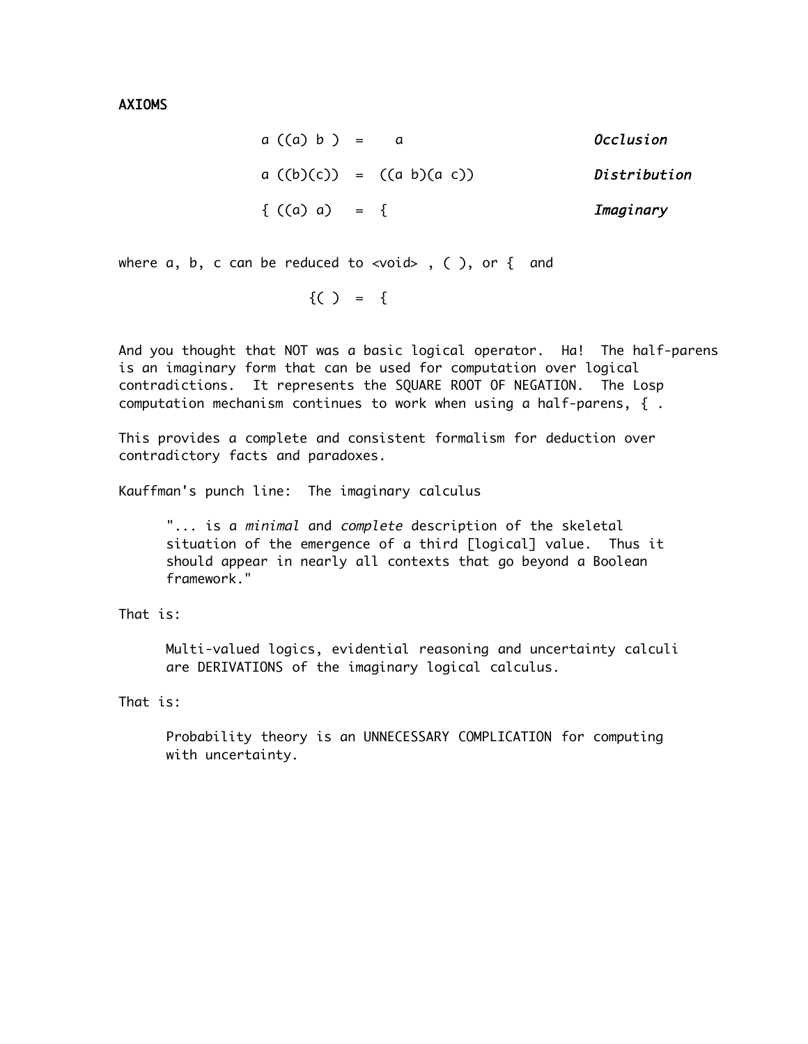AXIOMS

```
a ((a) b )  =    a                    Occlusion

a ((b)(c))  =  ((a b)(a c))           Distribution

{ ((a) a)   =  {                      Imaginary
```

where a, b, c can be reduced to <void> , ( ), or {  and

```
{( )  =  {
```

And you thought that NOT was a basic logical operator.  Ha!  The half-parens is an imaginary form that can be used for computation over logical contradictions.  It represents the SQUARE ROOT OF NEGATION.  The Losp computation mechanism continues to work when using a half-parens, { .

This provides a complete and consistent formalism for deduction over contradictory facts and paradoxes.

Kauffman's punch line:  The imaginary calculus

> "... is a *minimal* and *complete* description of the skeletal situation of the emergence of a third [logical] value.  Thus it should appear in nearly all contexts that go beyond a Boolean framework."

That is:

> Multi-valued logics, evidential reasoning and uncertainty calculi are DERIVATIONS of the imaginary logical calculus.

That is:

> Probability theory is an UNNECESSARY COMPLICATION for computing with uncertainty.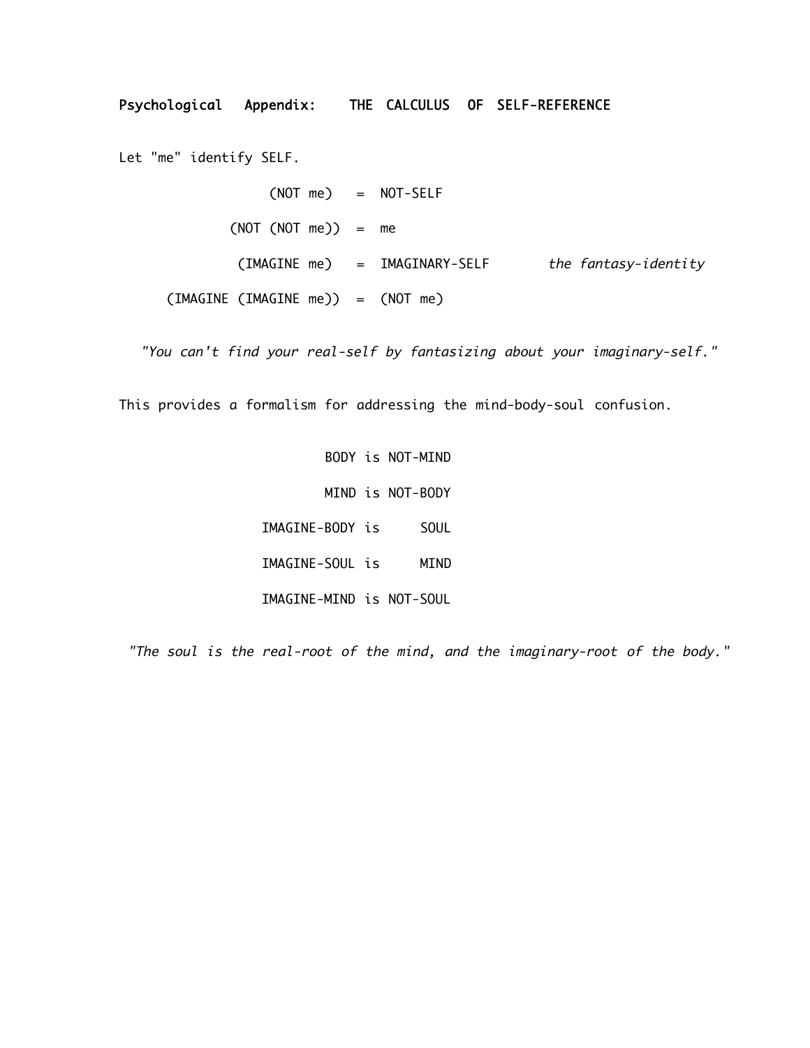## Psychological Appendix: THE CALCULUS OF SELF-REFERENCE

Let "me" identify SELF.

```
               (NOT me)   =  NOT-SELF

          (NOT (NOT me))  =  me

           (IMAGINE me)   =  IMAGINARY-SELF       the fantasy-identity

   (IMAGINE (IMAGINE me)) =  (NOT me)
```

*"You can't find your real-self by fantasizing about your imaginary-self."*

This provides a formalism for addressing the mind-body-soul confusion.

```
            BODY is NOT-MIND

            MIND is NOT-BODY

    IMAGINE-BODY is     SOUL

    IMAGINE-SOUL is     MIND

    IMAGINE-MIND is NOT-SOUL
```

*"The soul is the real-root of the mind, and the imaginary-root of the body."*